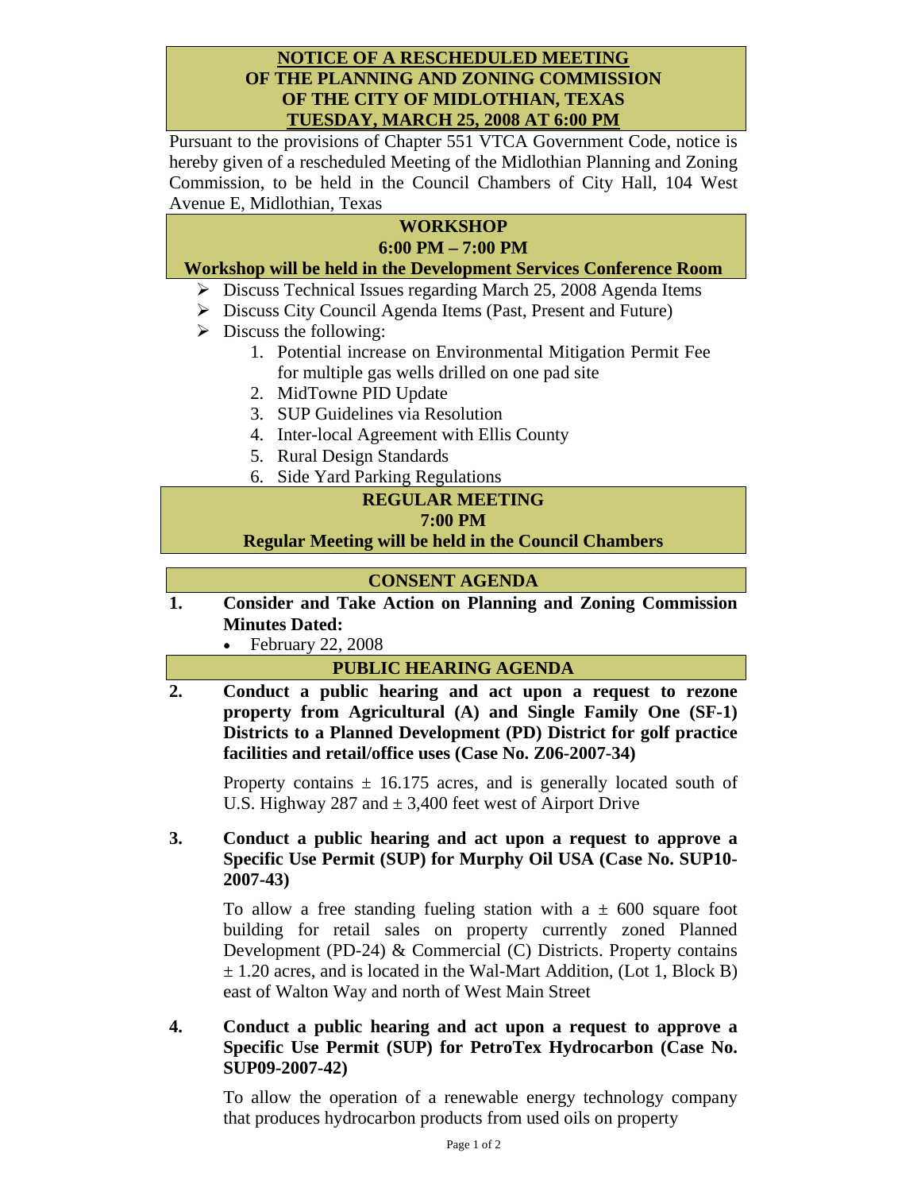# NOTICE OF A RESCHEDULED MEETING OF THE PLANNING AND ZONING COMMISSION OF THE CITY OF MIDLOTHIAN, TEXAS TUESDAY, MARCH 25, 2008 AT 6:00 PM

Pursuant to the provisions of Chapter 551 VTCA Government Code, notice is hereby given of a rescheduled Meeting of the Midlothian Planning and Zoning Commission, to be held in the Council Chambers of City Hall, 104 West Avenue E, Midlothian, Texas

## WORKSHOP
## 6:00 PM – 7:00 PM
## Workshop will be held in the Development Services Conference Room

- Discuss Technical Issues regarding March 25, 2008 Agenda Items
- Discuss City Council Agenda Items (Past, Present and Future)
- Discuss the following:
  1. Potential increase on Environmental Mitigation Permit Fee for multiple gas wells drilled on one pad site
  2. MidTowne PID Update
  3. SUP Guidelines via Resolution
  4. Inter-local Agreement with Ellis County
  5. Rural Design Standards
  6. Side Yard Parking Regulations

## REGULAR MEETING
## 7:00 PM
## Regular Meeting will be held in the Council Chambers

## CONSENT AGENDA

**1. Consider and Take Action on Planning and Zoning Commission Minutes Dated:**

- February 22, 2008

## PUBLIC HEARING AGENDA

**2. Conduct a public hearing and act upon a request to rezone property from Agricultural (A) and Single Family One (SF-1) Districts to a Planned Development (PD) District for golf practice facilities and retail/office uses (Case No. Z06-2007-34)**

Property contains ± 16.175 acres, and is generally located south of U.S. Highway 287 and ± 3,400 feet west of Airport Drive

**3. Conduct a public hearing and act upon a request to approve a Specific Use Permit (SUP) for Murphy Oil USA (Case No. SUP10-2007-43)**

To allow a free standing fueling station with a ± 600 square foot building for retail sales on property currently zoned Planned Development (PD-24) & Commercial (C) Districts. Property contains ± 1.20 acres, and is located in the Wal-Mart Addition, (Lot 1, Block B) east of Walton Way and north of West Main Street

**4. Conduct a public hearing and act upon a request to approve a Specific Use Permit (SUP) for PetroTex Hydrocarbon (Case No. SUP09-2007-42)**

To allow the operation of a renewable energy technology company that produces hydrocarbon products from used oils on property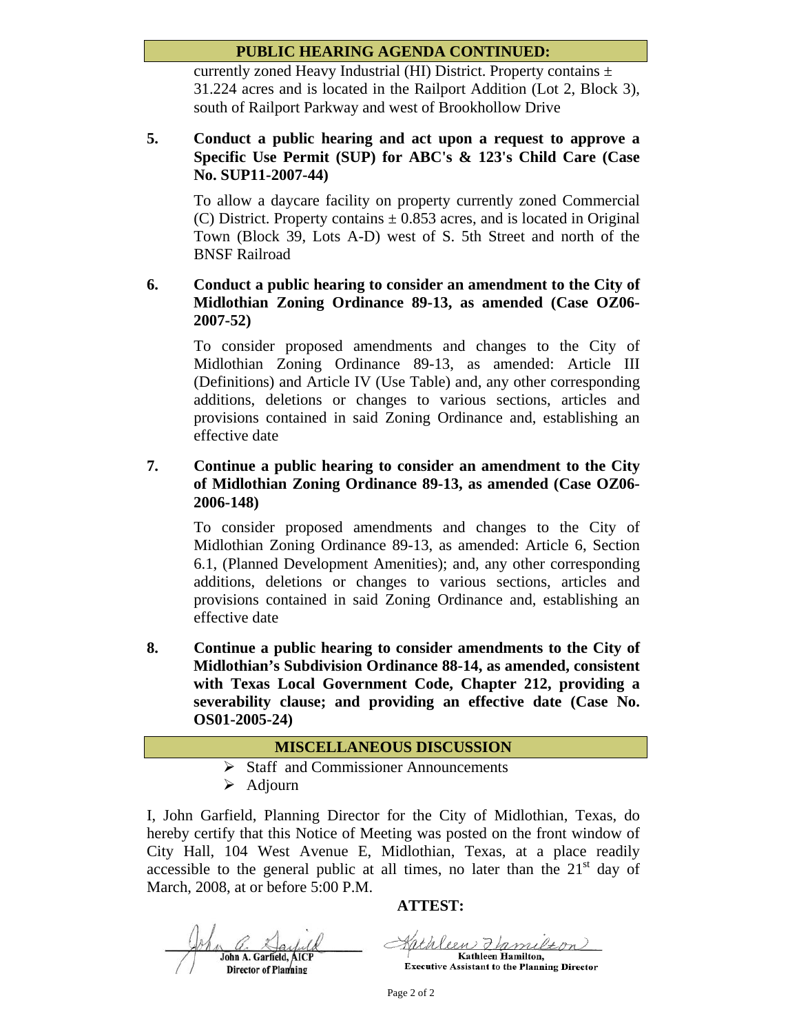## PUBLIC HEARING AGENDA CONTINUED:

currently zoned Heavy Industrial (HI) District. Property contains ± 31.224 acres and is located in the Railport Addition (Lot 2, Block 3), south of Railport Parkway and west of Brookhollow Drive

**5. Conduct a public hearing and act upon a request to approve a Specific Use Permit (SUP) for ABC's & 123's Child Care (Case No. SUP11-2007-44)**

To allow a daycare facility on property currently zoned Commercial (C) District. Property contains ± 0.853 acres, and is located in Original Town (Block 39, Lots A-D) west of S. 5th Street and north of the BNSF Railroad

**6. Conduct a public hearing to consider an amendment to the City of Midlothian Zoning Ordinance 89-13, as amended (Case OZ06-2007-52)**

To consider proposed amendments and changes to the City of Midlothian Zoning Ordinance 89-13, as amended: Article III (Definitions) and Article IV (Use Table) and, any other corresponding additions, deletions or changes to various sections, articles and provisions contained in said Zoning Ordinance and, establishing an effective date

**7. Continue a public hearing to consider an amendment to the City of Midlothian Zoning Ordinance 89-13, as amended (Case OZ06-2006-148)**

To consider proposed amendments and changes to the City of Midlothian Zoning Ordinance 89-13, as amended: Article 6, Section 6.1, (Planned Development Amenities); and, any other corresponding additions, deletions or changes to various sections, articles and provisions contained in said Zoning Ordinance and, establishing an effective date

**8. Continue a public hearing to consider amendments to the City of Midlothian's Subdivision Ordinance 88-14, as amended, consistent with Texas Local Government Code, Chapter 212, providing a severability clause; and providing an effective date (Case No. OS01-2005-24)**

## MISCELLANEOUS DISCUSSION

- Staff and Commissioner Announcements
- Adjourn

I, John Garfield, Planning Director for the City of Midlothian, Texas, do hereby certify that this Notice of Meeting was posted on the front window of City Hall, 104 West Avenue E, Midlothian, Texas, at a place readily accessible to the general public at all times, no later than the 21st day of March, 2008, at or before 5:00 P.M.

**ATTEST:**

John A. Garfield, AICP
Director of Planning

Kathleen Hamilton,
Executive Assistant to the Planning Director